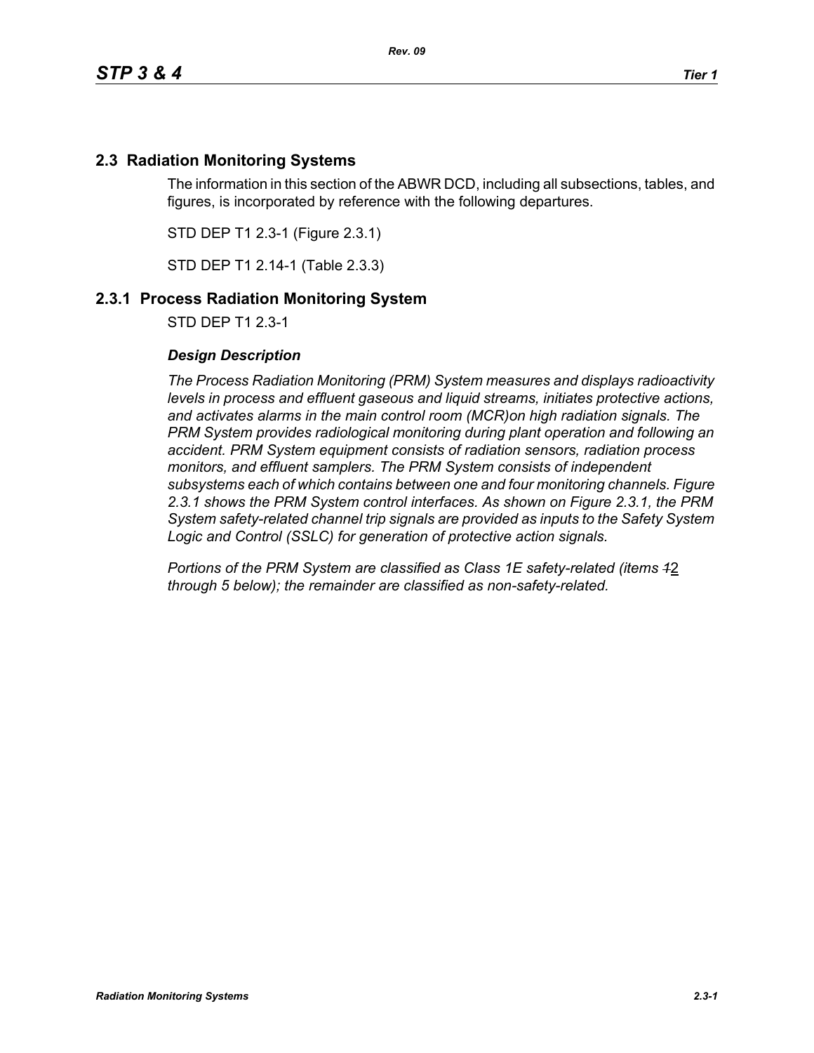## 2.3 Radiation Monitoring Systems

The information in this section of the ABWR DCD, including all subsections, tables, and figures, is incorporated by reference with the following departures.

STD DEP T1 2.3-1 (Figure 2.3.1)

STD DEP T1 2.14-1 (Table 2.3.3)

## 2.3.1 Process Radiation Monitoring System

STD DEP T1 2.3-1

### *Design Description*

*The Process Radiation Monitoring (PRM) System measures and displays radioactivity levels in process and effluent gaseous and liquid streams, initiates protective actions, and activates alarms in the main control room (MCR)on high radiation signals. The PRM System provides radiological monitoring during plant operation and following an accident. PRM System equipment consists of radiation sensors, radiation process monitors, and effluent samplers. The PRM System consists of independent subsystems each of which contains between one and four monitoring channels. Figure 2.3.1 shows the PRM System control interfaces. As shown on Figure 2.3.1, the PRM System safety-related channel trip signals are provided as inputs to the Safety System Logic and Control (SSLC) for generation of protective action signals.*

*Portions of the PRM System are classified as Class 1E safety-related (items ~~1~~2 through 5 below); the remainder are classified as non-safety-related.*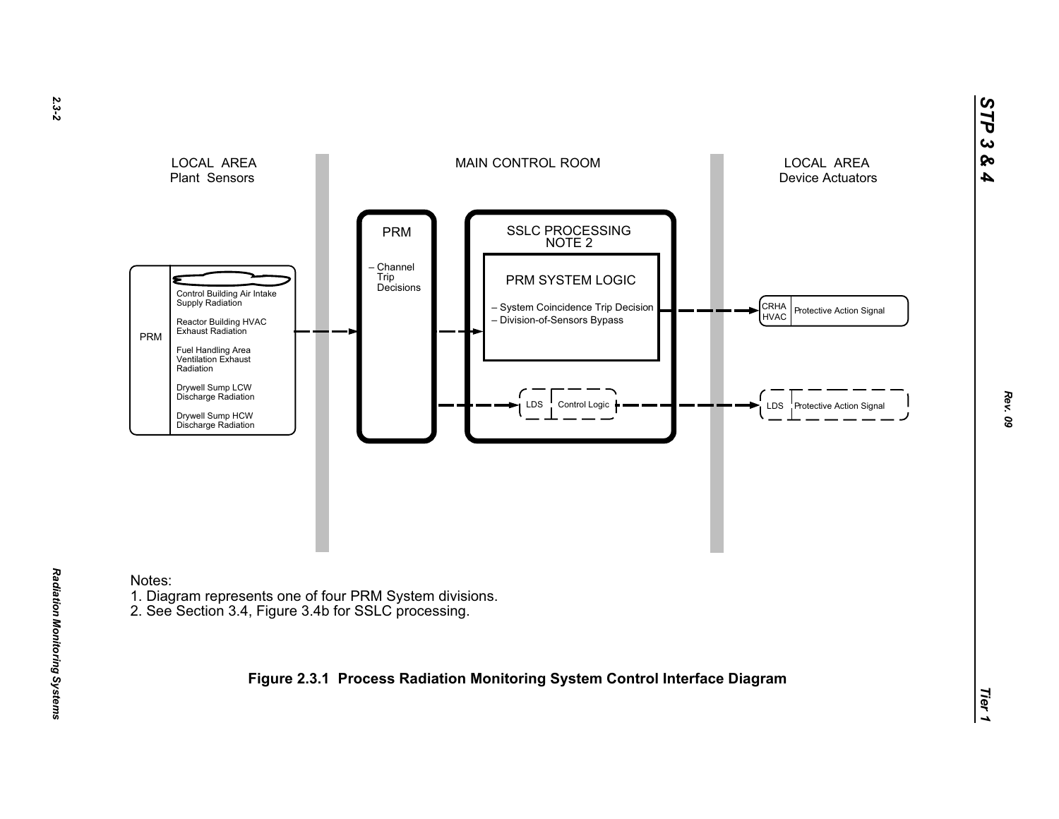LOCAL AREA
Plant Sensors

MAIN CONTROL ROOM

LOCAL AREA
Device Actuators

PRM

- Control Building Air Intake Supply Radiation
- Reactor Building HVAC Exhaust Radiation
- Fuel Handling Area Ventilation Exhaust Radiation
- Drywell Sump LCW Discharge Radiation
- Drywell Sump HCW Discharge Radiation

PRM

– Channel Trip Decisions

SSLC PROCESSING
NOTE 2

PRM SYSTEM LOGIC

– System Coincidence Trip Decision
– Division-of-Sensors Bypass

LDS | Control Logic

CRHA HVAC | Protective Action Signal

LDS | Protective Action Signal

Notes:

1. Diagram represents one of four PRM System divisions.
2. See Section 3.4, Figure 3.4b for SSLC processing.

**Figure 2.3.1 Process Radiation Monitoring System Control Interface Diagram**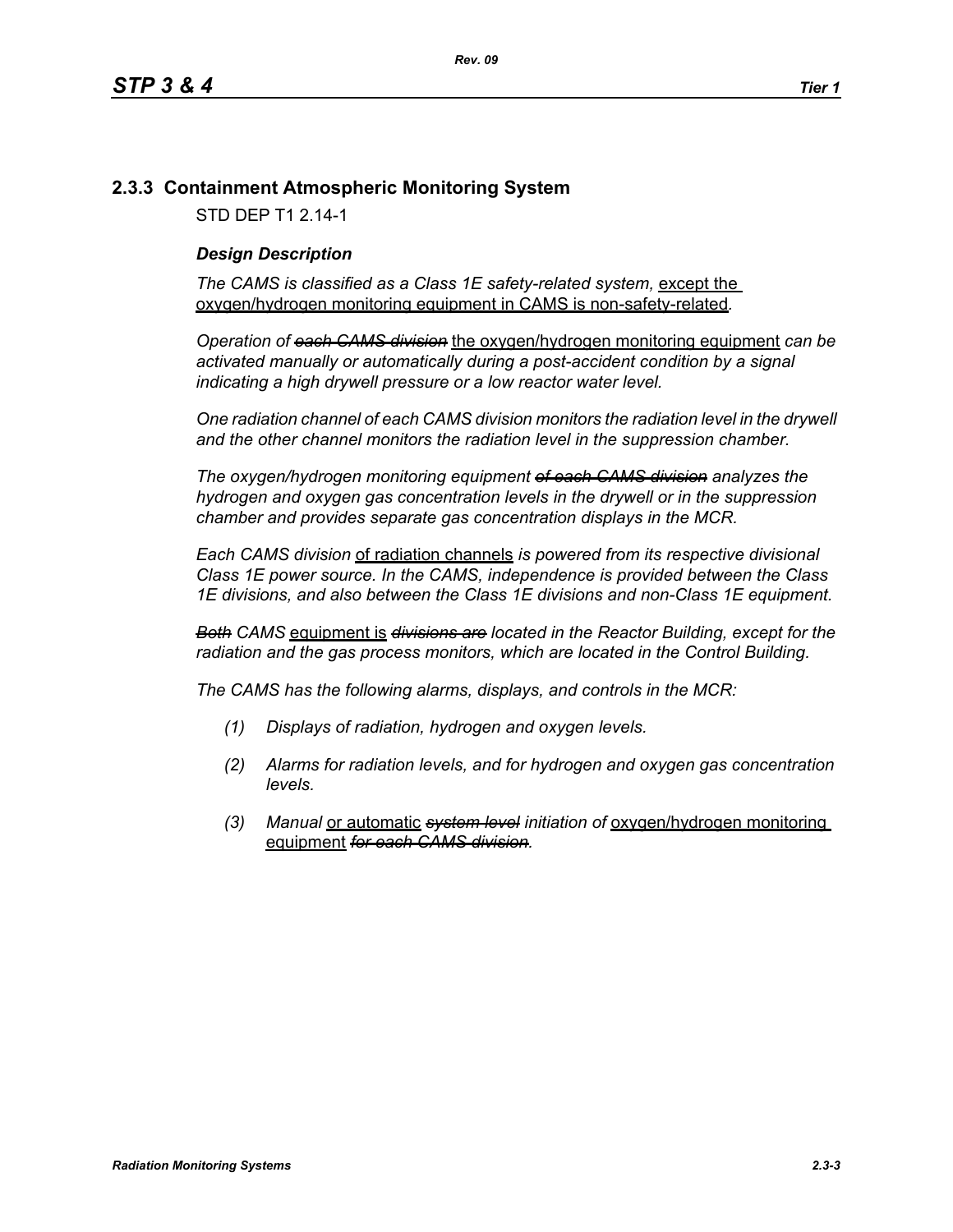## 2.3.3 Containment Atmospheric Monitoring System

STD DEP T1 2.14-1

### *Design Description*

*The CAMS is classified as a Class 1E safety-related system,* <u>except the oxygen/hydrogen monitoring equipment in CAMS is non-safety-related</u>*.*

*Operation of* ~~*each CAMS division*~~ <u>the oxygen/hydrogen monitoring equipment</u> *can be activated manually or automatically during a post-accident condition by a signal indicating a high drywell pressure or a low reactor water level.*

*One radiation channel of each CAMS division monitors the radiation level in the drywell and the other channel monitors the radiation level in the suppression chamber.*

*The oxygen/hydrogen monitoring equipment* ~~*of each CAMS division*~~ *analyzes the hydrogen and oxygen gas concentration levels in the drywell or in the suppression chamber and provides separate gas concentration displays in the MCR.*

*Each CAMS division* <u>of radiation channels</u> *is powered from its respective divisional Class 1E power source. In the CAMS, independence is provided between the Class 1E divisions, and also between the Class 1E divisions and non-Class 1E equipment.*

~~*Both*~~ *CAMS* <u>equipment is</u> ~~*divisions are*~~ *located in the Reactor Building, except for the radiation and the gas process monitors, which are located in the Control Building.*

*The CAMS has the following alarms, displays, and controls in the MCR:*

*(1) Displays of radiation, hydrogen and oxygen levels.*

*(2) Alarms for radiation levels, and for hydrogen and oxygen gas concentration levels.*

*(3) Manual* <u>or automatic</u> ~~*system level*~~ *initiation of* <u>oxygen/hydrogen monitoring equipment</u> ~~*for each CAMS division*~~*.*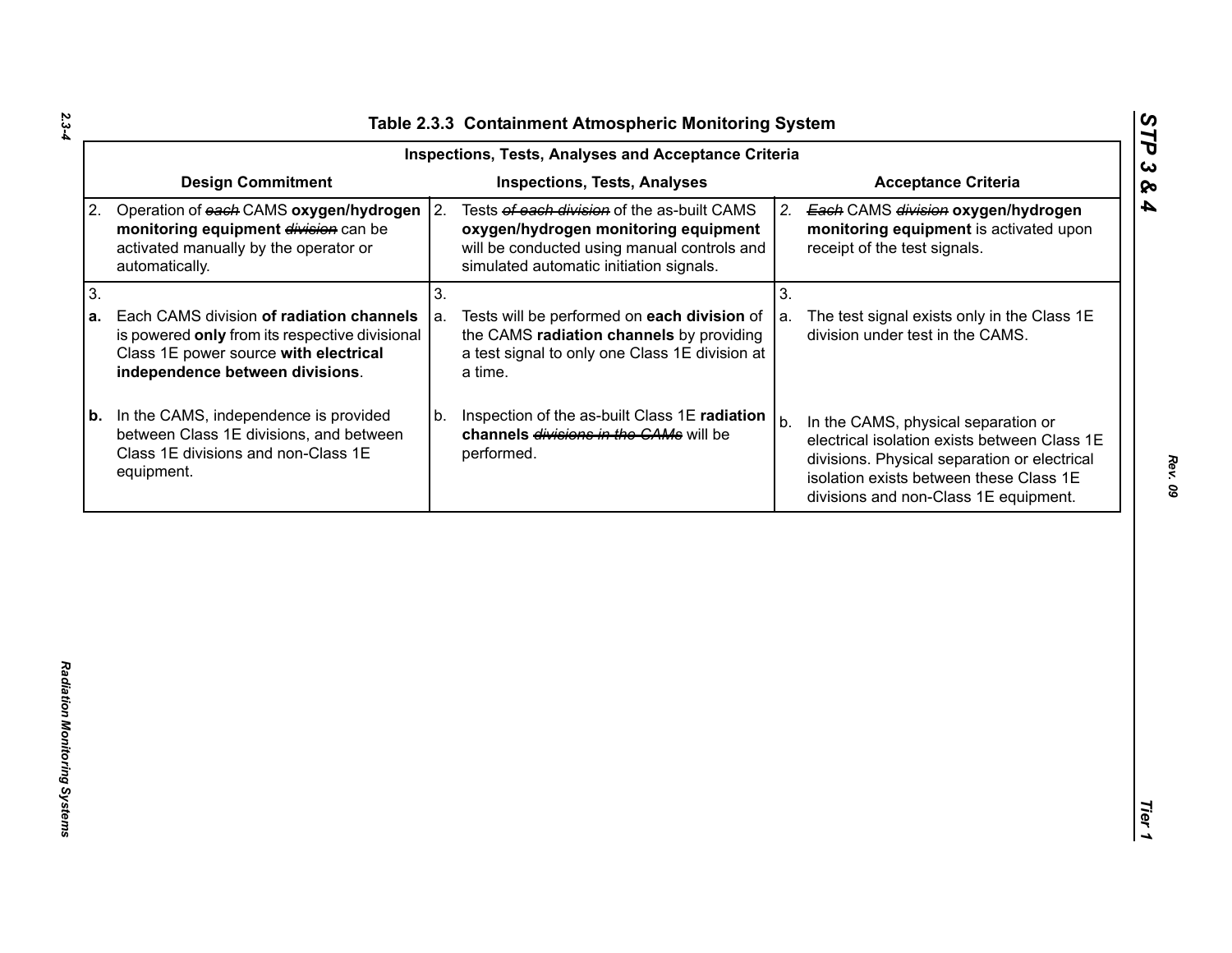## Table 2.3.3 Containment Atmospheric Monitoring System

| Inspections, Tests, Analyses and Acceptance Criteria | | |
|---|---|---|
| **Design Commitment** | **Inspections, Tests, Analyses** | **Acceptance Criteria** |
| 2. Operation of ~~each~~ CAMS **oxygen/hydrogen monitoring equipment** ~~division~~ can be activated manually by the operator or automatically. | 2. Tests ~~of each division~~ of the as-built CAMS **oxygen/hydrogen monitoring equipment** will be conducted using manual controls and simulated automatic initiation signals. | 2. ~~Each~~ CAMS ~~division~~ **oxygen/hydrogen monitoring equipment** is activated upon receipt of the test signals. |
| 3.<br>**a.** Each CAMS division **of radiation channels** is powered **only** from its respective divisional Class 1E power source **with electrical independence between divisions**.<br><br>**b.** In the CAMS, independence is provided between Class 1E divisions, and between Class 1E divisions and non-Class 1E equipment. | 3.<br>a. Tests will be performed on **each division** of the CAMS **radiation channels** by providing a test signal to only one Class 1E division at a time.<br><br>b. Inspection of the as-built Class 1E **radiation channels** ~~divisions in the CAMs~~ will be performed. | 3.<br>a. The test signal exists only in the Class 1E division under test in the CAMS.<br><br>b. In the CAMS, physical separation or electrical isolation exists between Class 1E divisions. Physical separation or electrical isolation exists between these Class 1E divisions and non-Class 1E equipment. |